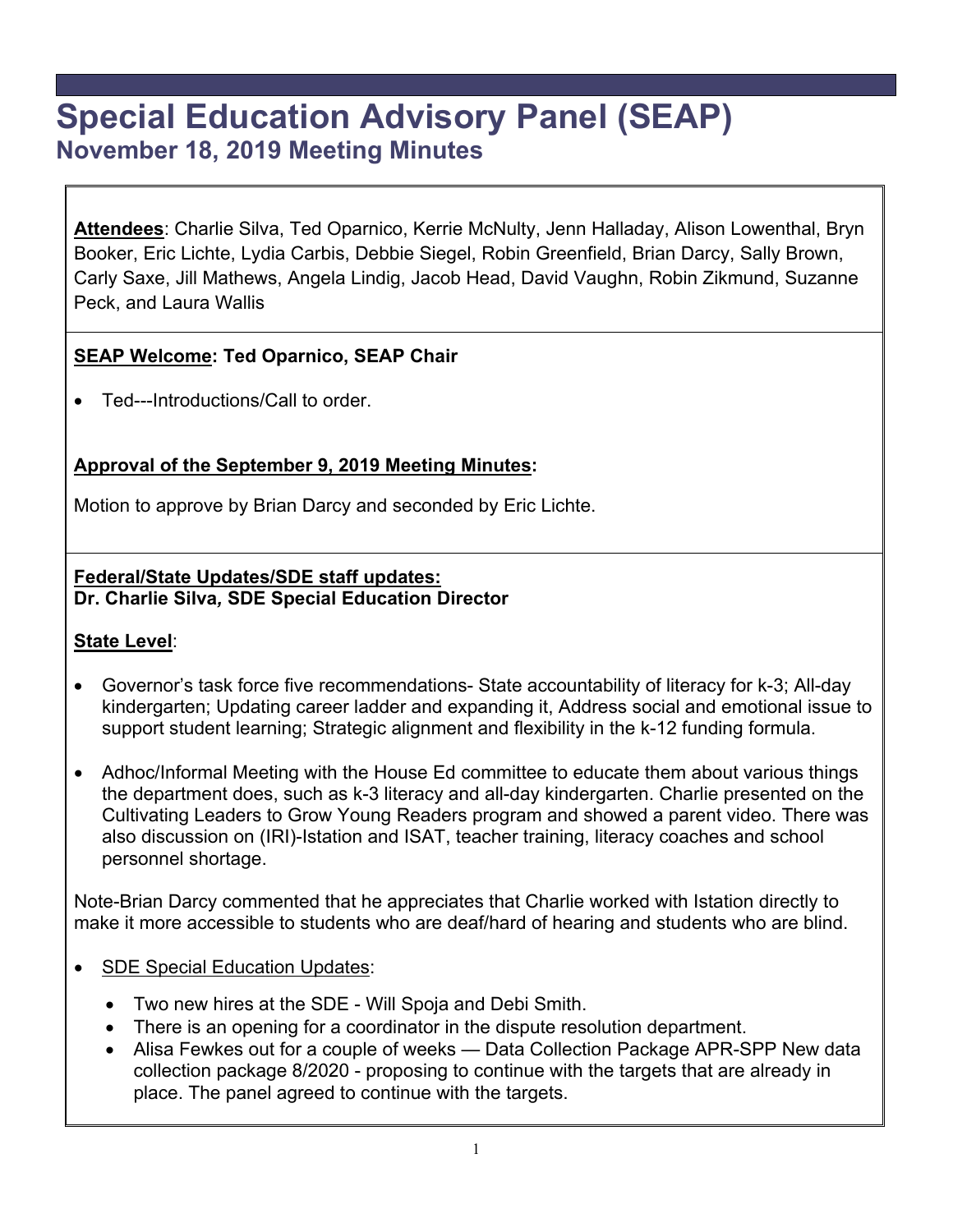# Special Education Advisory Panel (SEAP)

## November 18, 2019 Meeting Minutes

**Attendees**: Charlie Silva, Ted Oparnico, Kerrie McNulty, Jenn Halladay, Alison Lowenthal, Bryn Booker, Eric Lichte, Lydia Carbis, Debbie Siegel, Robin Greenfield, Brian Darcy, Sally Brown, Carly Saxe, Jill Mathews, Angela Lindig, Jacob Head, David Vaughn, Robin Zikmund, Suzanne Peck, and Laura Wallis

**SEAP Welcome: Ted Oparnico, SEAP Chair**

- Ted---Introductions/Call to order.

**Approval of the September 9, 2019 Meeting Minutes:**

Motion to approve by Brian Darcy and seconded by Eric Lichte.

**Federal/State Updates/SDE staff updates:**
**Dr. Charlie Silva, SDE Special Education Director**

**State Level**:

- Governor's task force five recommendations- State accountability of literacy for k-3; All-day kindergarten; Updating career ladder and expanding it, Address social and emotional issue to support student learning; Strategic alignment and flexibility in the k-12 funding formula.
- Adhoc/Informal Meeting with the House Ed committee to educate them about various things the department does, such as k-3 literacy and all-day kindergarten. Charlie presented on the Cultivating Leaders to Grow Young Readers program and showed a parent video. There was also discussion on (IRI)-Istation and ISAT, teacher training, literacy coaches and school personnel shortage.

Note-Brian Darcy commented that he appreciates that Charlie worked with Istation directly to make it more accessible to students who are deaf/hard of hearing and students who are blind.

- SDE Special Education Updates:
  - Two new hires at the SDE - Will Spoja and Debi Smith.
  - There is an opening for a coordinator in the dispute resolution department.
  - Alisa Fewkes out for a couple of weeks — Data Collection Package APR-SPP New data collection package 8/2020 - proposing to continue with the targets that are already in place. The panel agreed to continue with the targets.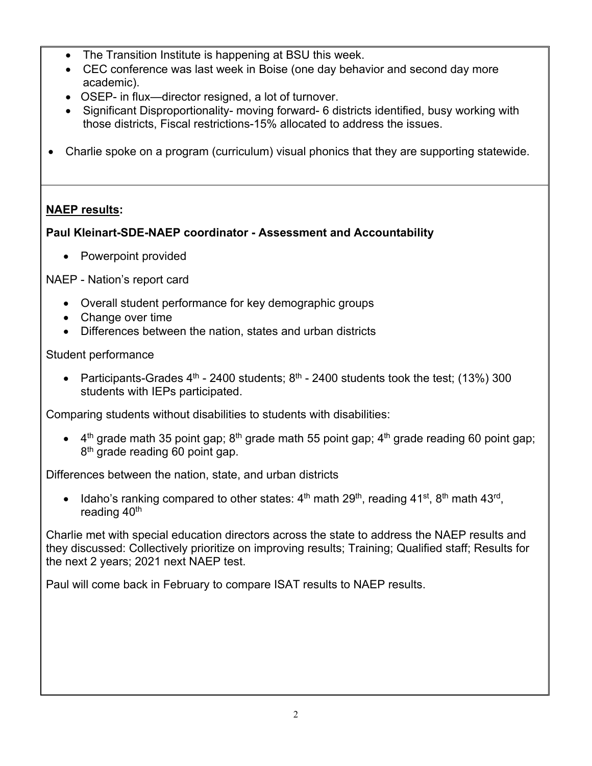- The Transition Institute is happening at BSU this week.
- CEC conference was last week in Boise (one day behavior and second day more academic).
- OSEP- in flux—director resigned, a lot of turnover.
- Significant Disproportionality- moving forward- 6 districts identified, busy working with those districts, Fiscal restrictions-15% allocated to address the issues.

- Charlie spoke on a program (curriculum) visual phonics that they are supporting statewide.

**<u>NAEP results</u>:**

**Paul Kleinart-SDE-NAEP coordinator - Assessment and Accountability**

- Powerpoint provided

NAEP - Nation's report card

- Overall student performance for key demographic groups
- Change over time
- Differences between the nation, states and urban districts

Student performance

- Participants-Grades 4th - 2400 students; 8th - 2400 students took the test; (13%) 300 students with IEPs participated.

Comparing students without disabilities to students with disabilities:

- 4th grade math 35 point gap; 8th grade math 55 point gap; 4th grade reading 60 point gap; 8th grade reading 60 point gap.

Differences between the nation, state, and urban districts

- Idaho's ranking compared to other states: 4th math 29th, reading 41st, 8th math 43rd, reading 40th

Charlie met with special education directors across the state to address the NAEP results and they discussed: Collectively prioritize on improving results; Training; Qualified staff; Results for the next 2 years; 2021 next NAEP test.

Paul will come back in February to compare ISAT results to NAEP results.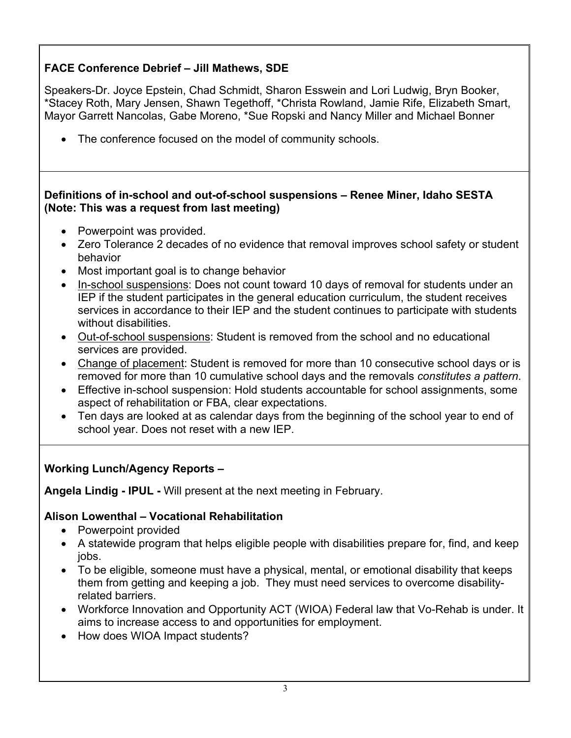**FACE Conference Debrief – Jill Mathews, SDE**

Speakers-Dr. Joyce Epstein, Chad Schmidt, Sharon Esswein and Lori Ludwig, Bryn Booker, *Stacey Roth, Mary Jensen, Shawn Tegethoff, *Christa Rowland, Jamie Rife, Elizabeth Smart, Mayor Garrett Nancolas, Gabe Moreno, *Sue Ropski and Nancy Miller and Michael Bonner

- The conference focused on the model of community schools.

**Definitions of in-school and out-of-school suspensions – Renee Miner, Idaho SESTA (Note: This was a request from last meeting)**

- Powerpoint was provided.
- Zero Tolerance 2 decades of no evidence that removal improves school safety or student behavior
- Most important goal is to change behavior
- <u>In-school suspensions</u>: Does not count toward 10 days of removal for students under an IEP if the student participates in the general education curriculum, the student receives services in accordance to their IEP and the student continues to participate with students without disabilities.
- <u>Out-of-school suspensions</u>: Student is removed from the school and no educational services are provided.
- <u>Change of placement</u>: Student is removed for more than 10 consecutive school days or is removed for more than 10 cumulative school days and the removals *constitutes a pattern*.
- Effective in-school suspension: Hold students accountable for school assignments, some aspect of rehabilitation or FBA, clear expectations.
- Ten days are looked at as calendar days from the beginning of the school year to end of school year. Does not reset with a new IEP.

**Working Lunch/Agency Reports –**

**Angela Lindig - IPUL -** Will present at the next meeting in February.

**Alison Lowenthal – Vocational Rehabilitation**

- Powerpoint provided
- A statewide program that helps eligible people with disabilities prepare for, find, and keep jobs.
- To be eligible, someone must have a physical, mental, or emotional disability that keeps them from getting and keeping a job. They must need services to overcome disability-related barriers.
- Workforce Innovation and Opportunity ACT (WIOA) Federal law that Vo-Rehab is under. It aims to increase access to and opportunities for employment.
- How does WIOA Impact students?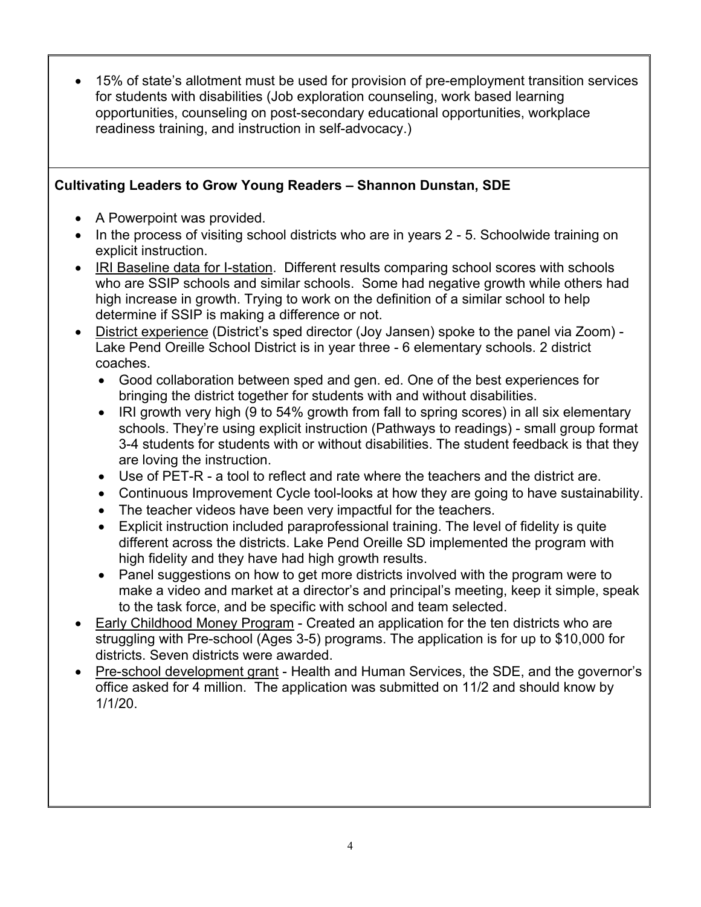- 15% of state's allotment must be used for provision of pre-employment transition services for students with disabilities (Job exploration counseling, work based learning opportunities, counseling on post-secondary educational opportunities, workplace readiness training, and instruction in self-advocacy.)

**Cultivating Leaders to Grow Young Readers – Shannon Dunstan, SDE**

- A Powerpoint was provided.
- In the process of visiting school districts who are in years 2 - 5. Schoolwide training on explicit instruction.
- IRI Baseline data for I-station. Different results comparing school scores with schools who are SSIP schools and similar schools. Some had negative growth while others had high increase in growth. Trying to work on the definition of a similar school to help determine if SSIP is making a difference or not.
- District experience (District's sped director (Joy Jansen) spoke to the panel via Zoom) - Lake Pend Oreille School District is in year three - 6 elementary schools. 2 district coaches.
  - Good collaboration between sped and gen. ed. One of the best experiences for bringing the district together for students with and without disabilities.
  - IRI growth very high (9 to 54% growth from fall to spring scores) in all six elementary schools. They're using explicit instruction (Pathways to readings) - small group format 3-4 students for students with or without disabilities. The student feedback is that they are loving the instruction.
  - Use of PET-R - a tool to reflect and rate where the teachers and the district are.
  - Continuous Improvement Cycle tool-looks at how they are going to have sustainability.
  - The teacher videos have been very impactful for the teachers.
  - Explicit instruction included paraprofessional training. The level of fidelity is quite different across the districts. Lake Pend Oreille SD implemented the program with high fidelity and they have had high growth results.
  - Panel suggestions on how to get more districts involved with the program were to make a video and market at a director's and principal's meeting, keep it simple, speak to the task force, and be specific with school and team selected.
- Early Childhood Money Program - Created an application for the ten districts who are struggling with Pre-school (Ages 3-5) programs. The application is for up to $10,000 for districts. Seven districts were awarded.
- Pre-school development grant - Health and Human Services, the SDE, and the governor's office asked for 4 million. The application was submitted on 11/2 and should know by 1/1/20.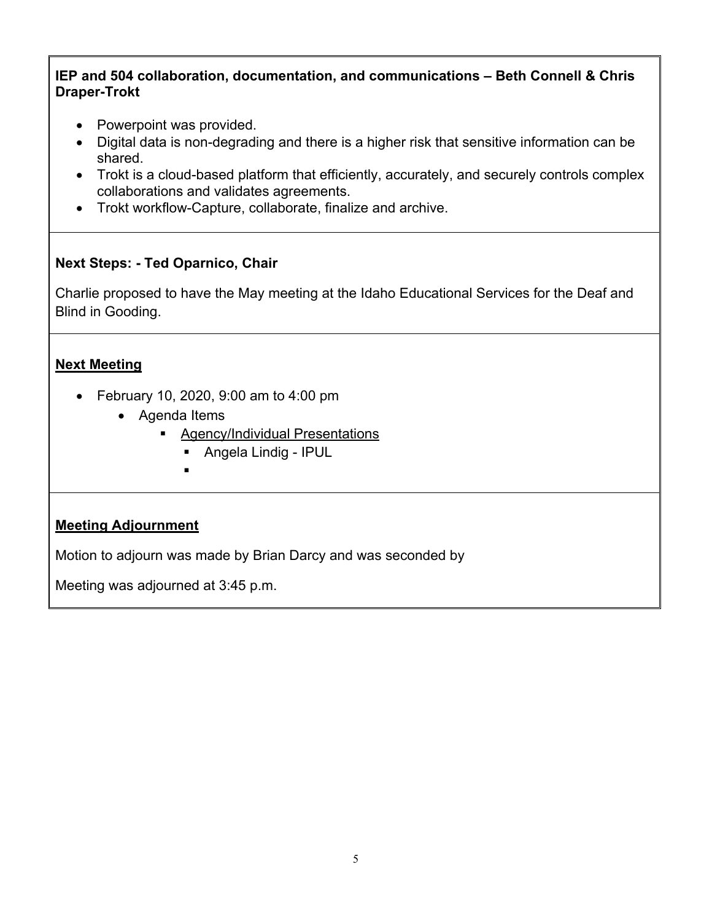**IEP and 504 collaboration, documentation, and communications – Beth Connell & Chris Draper-Trokt**

- Powerpoint was provided.
- Digital data is non-degrading and there is a higher risk that sensitive information can be shared.
- Trokt is a cloud-based platform that efficiently, accurately, and securely controls complex collaborations and validates agreements.
- Trokt workflow-Capture, collaborate, finalize and archive.

**Next Steps: - Ted Oparnico, Chair**

Charlie proposed to have the May meeting at the Idaho Educational Services for the Deaf and Blind in Gooding.

**<u>Next Meeting</u>**

- February 10, 2020, 9:00 am to 4:00 pm
  - Agenda Items
    - <u>Agency/Individual Presentations</u>
      - Angela Lindig - IPUL
      -

**<u>Meeting Adjournment</u>**

Motion to adjourn was made by Brian Darcy and was seconded by

Meeting was adjourned at 3:45 p.m.